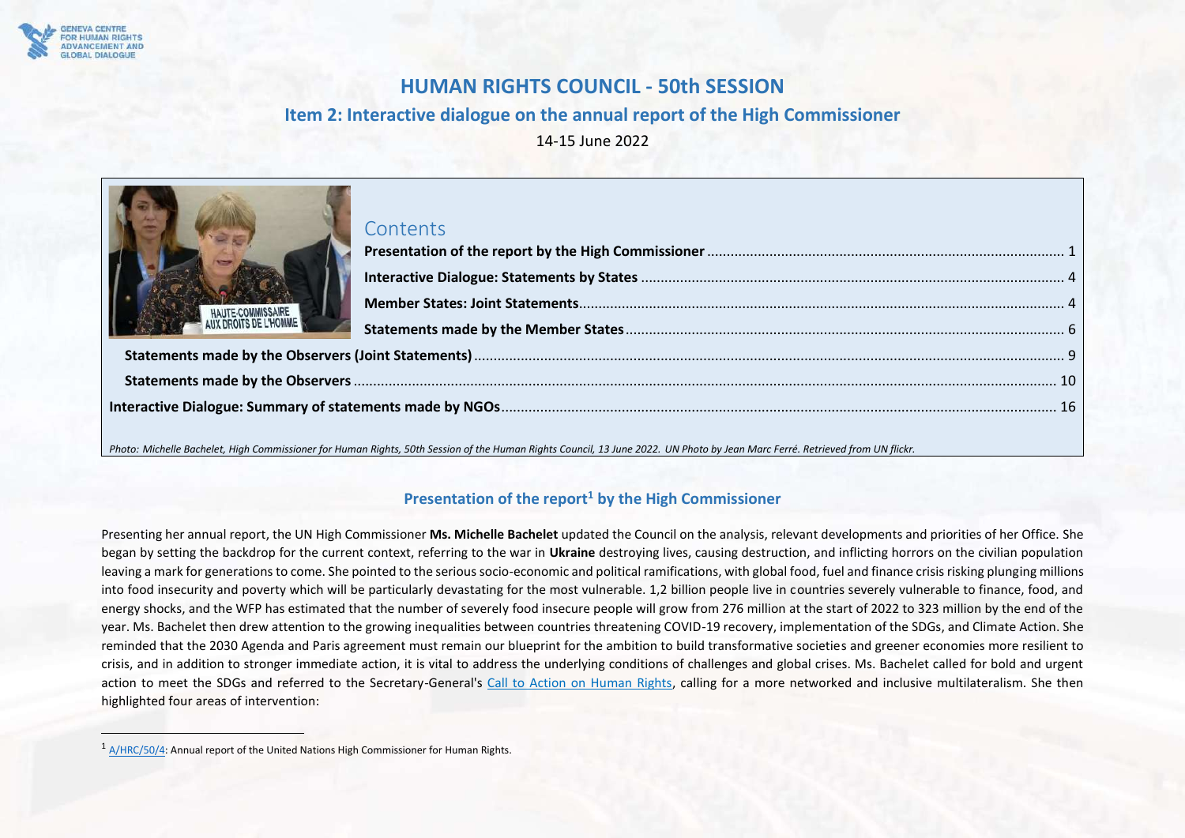GENEVA CENTRE FOR HUMAN RIGHTS ADVANCEMENT AND GLOBAL DIALOGUE

# HUMAN RIGHTS COUNCIL - 50th SESSION

## Item 2: Interactive dialogue on the annual report of the High Commissioner

14-15 June 2022

## Contents

**Presentation of the report by the High Commissioner** ..... 1
**Interactive Dialogue: Statements by States** ..... 4
**Member States: Joint Statements** ..... 4
**Statements made by the Member States** ..... 6
**Statements made by the Observers (Joint Statements)** ..... 9
**Statements made by the Observers** ..... 10
**Interactive Dialogue: Summary of statements made by NGOs** ..... 16

*Photo: Michelle Bachelet, High Commissioner for Human Rights, 50th Session of the Human Rights Council, 13 June 2022. UN Photo by Jean Marc Ferré. Retrieved from UN flickr.*

## Presentation of the report[1] by the High Commissioner

Presenting her annual report, the UN High Commissioner **Ms. Michelle Bachelet** updated the Council on the analysis, relevant developments and priorities of her Office. She began by setting the backdrop for the current context, referring to the war in **Ukraine** destroying lives, causing destruction, and inflicting horrors on the civilian population leaving a mark for generations to come. She pointed to the serious socio-economic and political ramifications, with global food, fuel and finance crisis risking plunging millions into food insecurity and poverty which will be particularly devastating for the most vulnerable. 1,2 billion people live in countries severely vulnerable to finance, food, and energy shocks, and the WFP has estimated that the number of severely food insecure people will grow from 276 million at the start of 2022 to 323 million by the end of the year. Ms. Bachelet then drew attention to the growing inequalities between countries threatening COVID-19 recovery, implementation of the SDGs, and Climate Action. She reminded that the 2030 Agenda and Paris agreement must remain our blueprint for the ambition to build transformative societies and greener economies more resilient to crisis, and in addition to stronger immediate action, it is vital to address the underlying conditions of challenges and global crises. Ms. Bachelet called for bold and urgent action to meet the SDGs and referred to the Secretary-General's Call to Action on Human Rights, calling for a more networked and inclusive multilateralism. She then highlighted four areas of intervention:

[1] A/HRC/50/4: Annual report of the United Nations High Commissioner for Human Rights.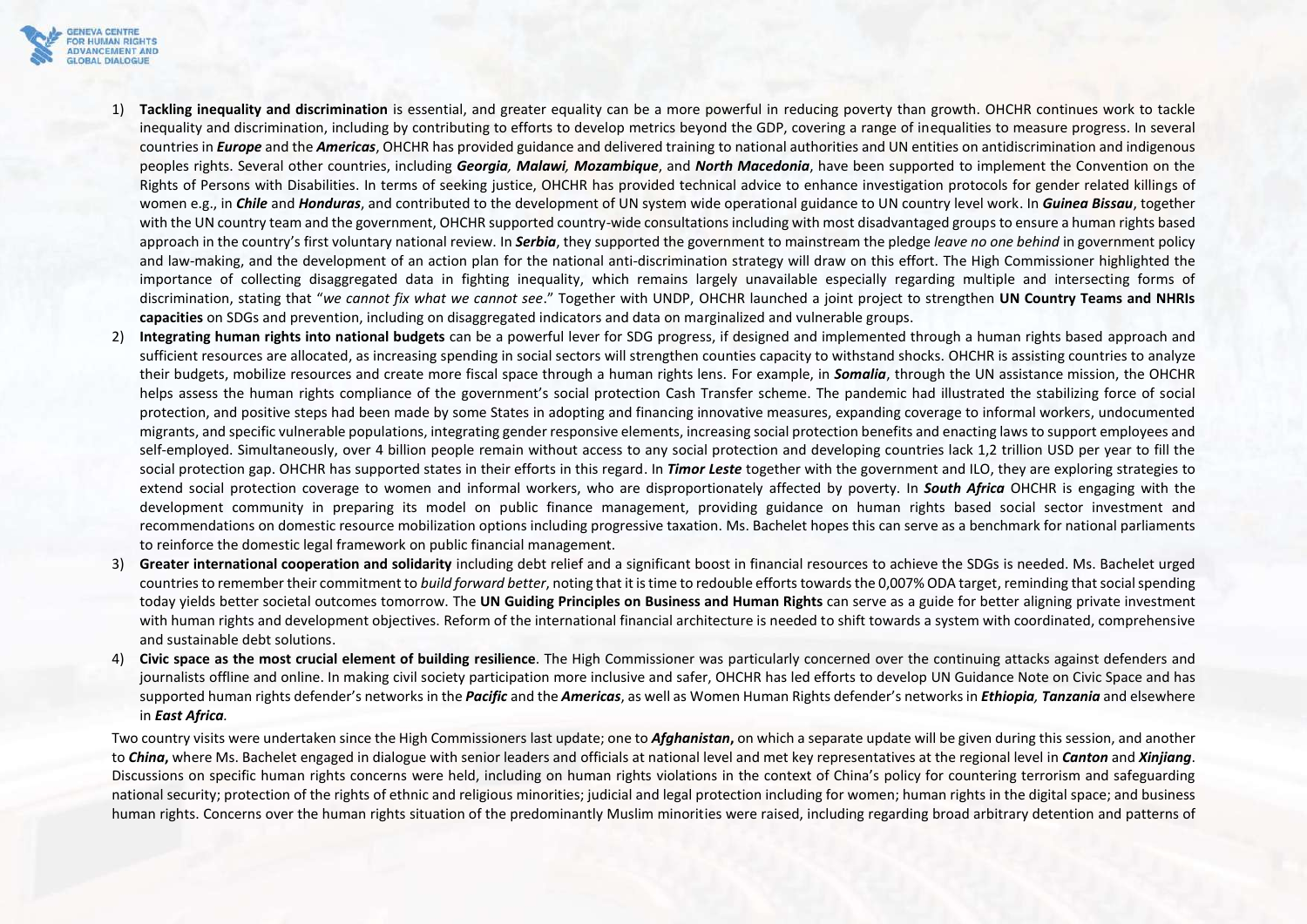1) **Tackling inequality and discrimination** is essential, and greater equality can be a more powerful in reducing poverty than growth. OHCHR continues work to tackle inequality and discrimination, including by contributing to efforts to develop metrics beyond the GDP, covering a range of inequalities to measure progress. In several countries in ***Europe*** and the ***Americas***, OHCHR has provided guidance and delivered training to national authorities and UN entities on antidiscrimination and indigenous peoples rights. Several other countries, including ***Georgia, Malawi, Mozambique***, and ***North Macedonia***, have been supported to implement the Convention on the Rights of Persons with Disabilities. In terms of seeking justice, OHCHR has provided technical advice to enhance investigation protocols for gender related killings of women e.g., in ***Chile*** and ***Honduras***, and contributed to the development of UN system wide operational guidance to UN country level work. In ***Guinea Bissau***, together with the UN country team and the government, OHCHR supported country-wide consultations including with most disadvantaged groups to ensure a human rights based approach in the country's first voluntary national review. In ***Serbia***, they supported the government to mainstream the pledge *leave no one behind* in government policy and law-making, and the development of an action plan for the national anti-discrimination strategy will draw on this effort. The High Commissioner highlighted the importance of collecting disaggregated data in fighting inequality, which remains largely unavailable especially regarding multiple and intersecting forms of discrimination, stating that "*we cannot fix what we cannot see*." Together with UNDP, OHCHR launched a joint project to strengthen **UN Country Teams and NHRIs capacities** on SDGs and prevention, including on disaggregated indicators and data on marginalized and vulnerable groups.
2) **Integrating human rights into national budgets** can be a powerful lever for SDG progress, if designed and implemented through a human rights based approach and sufficient resources are allocated, as increasing spending in social sectors will strengthen counties capacity to withstand shocks. OHCHR is assisting countries to analyze their budgets, mobilize resources and create more fiscal space through a human rights lens. For example, in ***Somalia***, through the UN assistance mission, the OHCHR helps assess the human rights compliance of the government's social protection Cash Transfer scheme. The pandemic had illustrated the stabilizing force of social protection, and positive steps had been made by some States in adopting and financing innovative measures, expanding coverage to informal workers, undocumented migrants, and specific vulnerable populations, integrating gender responsive elements, increasing social protection benefits and enacting laws to support employees and self-employed. Simultaneously, over 4 billion people remain without access to any social protection and developing countries lack 1,2 trillion USD per year to fill the social protection gap. OHCHR has supported states in their efforts in this regard. In ***Timor Leste*** together with the government and ILO, they are exploring strategies to extend social protection coverage to women and informal workers, who are disproportionately affected by poverty. In ***South Africa*** OHCHR is engaging with the development community in preparing its model on public finance management, providing guidance on human rights based social sector investment and recommendations on domestic resource mobilization options including progressive taxation. Ms. Bachelet hopes this can serve as a benchmark for national parliaments to reinforce the domestic legal framework on public financial management.
3) **Greater international cooperation and solidarity** including debt relief and a significant boost in financial resources to achieve the SDGs is needed. Ms. Bachelet urged countries to remember their commitment to *build forward better*, noting that it is time to redouble efforts towards the 0,007% ODA target, reminding that social spending today yields better societal outcomes tomorrow. The **UN Guiding Principles on Business and Human Rights** can serve as a guide for better aligning private investment with human rights and development objectives. Reform of the international financial architecture is needed to shift towards a system with coordinated, comprehensive and sustainable debt solutions.
4) **Civic space as the most crucial element of building resilience**. The High Commissioner was particularly concerned over the continuing attacks against defenders and journalists offline and online. In making civil society participation more inclusive and safer, OHCHR has led efforts to develop UN Guidance Note on Civic Space and has supported human rights defender's networks in the ***Pacific*** and the ***Americas***, as well as Women Human Rights defender's networks in ***Ethiopia, Tanzania*** and elsewhere in ***East Africa***.

Two country visits were undertaken since the High Commissioners last update; one to ***Afghanistan*,** on which a separate update will be given during this session, and another to ***China*,** where Ms. Bachelet engaged in dialogue with senior leaders and officials at national level and met key representatives at the regional level in ***Canton*** and ***Xinjiang***. Discussions on specific human rights concerns were held, including on human rights violations in the context of China's policy for countering terrorism and safeguarding national security; protection of the rights of ethnic and religious minorities; judicial and legal protection including for women; human rights in the digital space; and business human rights. Concerns over the human rights situation of the predominantly Muslim minorities were raised, including regarding broad arbitrary detention and patterns of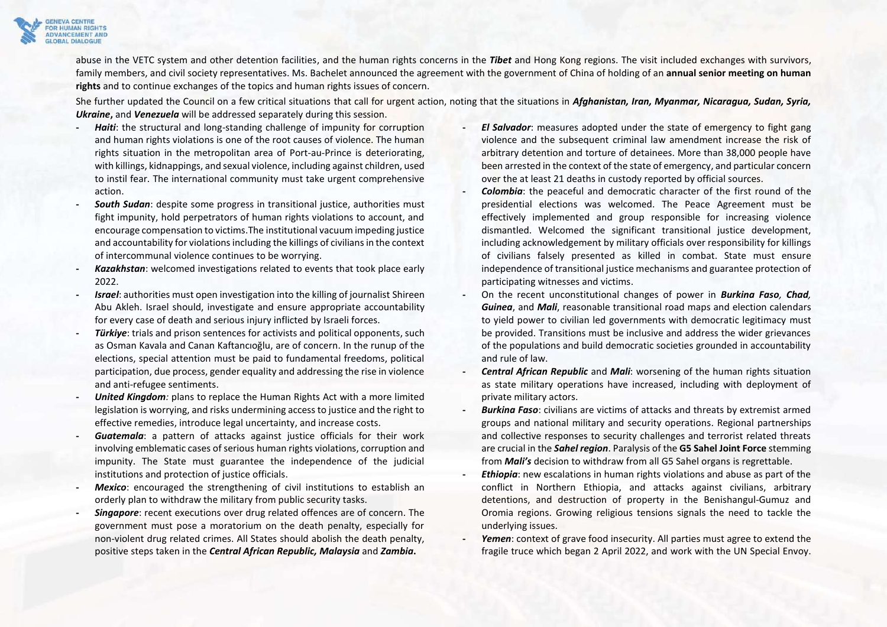abuse in the VETC system and other detention facilities, and the human rights concerns in the ***Tibet*** and Hong Kong regions. The visit included exchanges with survivors, family members, and civil society representatives. Ms. Bachelet announced the agreement with the government of China of holding of an **annual senior meeting on human rights** and to continue exchanges of the topics and human rights issues of concern.

She further updated the Council on a few critical situations that call for urgent action, noting that the situations in ***Afghanistan, Iran, Myanmar, Nicaragua, Sudan, Syria, Ukraine***, and ***Venezuela*** will be addressed separately during this session.

- ***Haiti***: the structural and long-standing challenge of impunity for corruption and human rights violations is one of the root causes of violence. The human rights situation in the metropolitan area of Port-au-Prince is deteriorating, with killings, kidnappings, and sexual violence, including against children, used to instil fear. The international community must take urgent comprehensive action.
- ***South Sudan***: despite some progress in transitional justice, authorities must fight impunity, hold perpetrators of human rights violations to account, and encourage compensation to victims.The institutional vacuum impeding justice and accountability for violations including the killings of civilians in the context of intercommunal violence continues to be worrying.
- ***Kazakhstan***: welcomed investigations related to events that took place early 2022.
- ***Israel***: authorities must open investigation into the killing of journalist Shireen Abu Akleh. Israel should, investigate and ensure appropriate accountability for every case of death and serious injury inflicted by Israeli forces.
- ***Türkiye***: trials and prison sentences for activists and political opponents, such as Osman Kavala and Canan Kaftancıoğlu, are of concern. In the runup of the elections, special attention must be paid to fundamental freedoms, political participation, due process, gender equality and addressing the rise in violence and anti-refugee sentiments.
- ***United Kingdom:*** plans to replace the Human Rights Act with a more limited legislation is worrying, and risks undermining access to justice and the right to effective remedies, introduce legal uncertainty, and increase costs.
- ***Guatemala***: a pattern of attacks against justice officials for their work involving emblematic cases of serious human rights violations, corruption and impunity. The State must guarantee the independence of the judicial institutions and protection of justice officials.
- ***Mexico***: encouraged the strengthening of civil institutions to establish an orderly plan to withdraw the military from public security tasks.
- ***Singapore***: recent executions over drug related offences are of concern. The government must pose a moratorium on the death penalty, especially for non-violent drug related crimes. All States should abolish the death penalty, positive steps taken in the ***Central African Republic, Malaysia*** and ***Zambia***.
- ***El Salvador***: measures adopted under the state of emergency to fight gang violence and the subsequent criminal law amendment increase the risk of arbitrary detention and torture of detainees. More than 38,000 people have been arrested in the context of the state of emergency, and particular concern over the at least 21 deaths in custody reported by official sources.
- ***Colombia***: the peaceful and democratic character of the first round of the presidential elections was welcomed. The Peace Agreement must be effectively implemented and group responsible for increasing violence dismantled. Welcomed the significant transitional justice development, including acknowledgement by military officials over responsibility for killings of civilians falsely presented as killed in combat. State must ensure independence of transitional justice mechanisms and guarantee protection of participating witnesses and victims.
- On the recent unconstitutional changes of power in ***Burkina Faso, Chad, Guinea***, and ***Mali***, reasonable transitional road maps and election calendars to yield power to civilian led governments with democratic legitimacy must be provided. Transitions must be inclusive and address the wider grievances of the populations and build democratic societies grounded in accountability and rule of law.
- ***Central African Republic*** and ***Mali***: worsening of the human rights situation as state military operations have increased, including with deployment of private military actors.
- ***Burkina Faso***: civilians are victims of attacks and threats by extremist armed groups and national military and security operations. Regional partnerships and collective responses to security challenges and terrorist related threats are crucial in the ***Sahel region***. Paralysis of the **G5 Sahel Joint Force** stemming from ***Mali's*** decision to withdraw from all G5 Sahel organs is regrettable.
- ***Ethiopia***: new escalations in human rights violations and abuse as part of the conflict in Northern Ethiopia, and attacks against civilians, arbitrary detentions, and destruction of property in the Benishangul-Gumuz and Oromia regions. Growing religious tensions signals the need to tackle the underlying issues.
- ***Yemen***: context of grave food insecurity. All parties must agree to extend the fragile truce which began 2 April 2022, and work with the UN Special Envoy.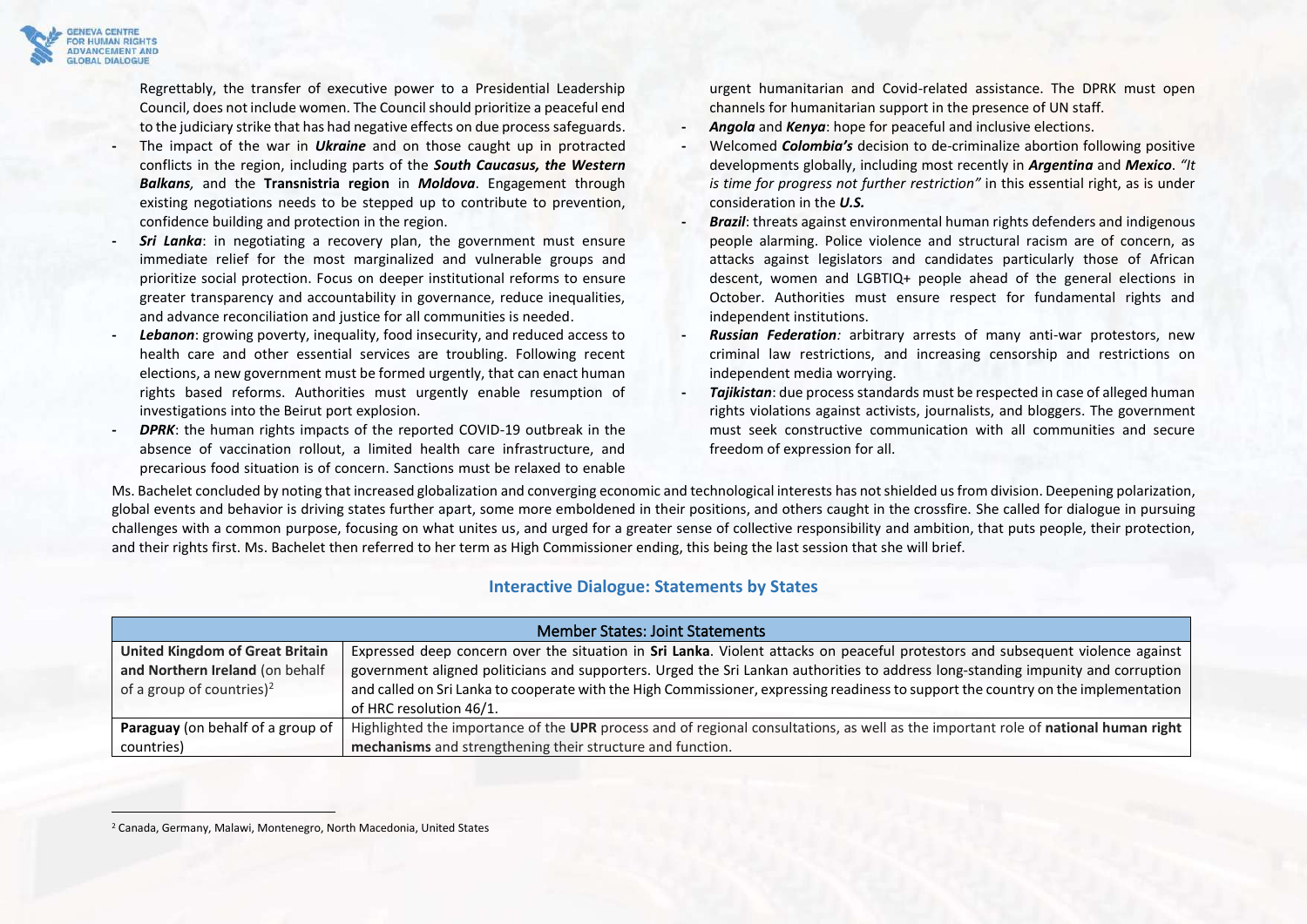Regrettably, the transfer of executive power to a Presidential Leadership Council, does not include women. The Council should prioritize a peaceful end to the judiciary strike that has had negative effects on due process safeguards.

- The impact of the war in ***Ukraine*** and on those caught up in protracted conflicts in the region, including parts of the ***South Caucasus, the Western Balkans,*** and the **Transnistria region** in ***Moldova***. Engagement through existing negotiations needs to be stepped up to contribute to prevention, confidence building and protection in the region.
- ***Sri Lanka***: in negotiating a recovery plan, the government must ensure immediate relief for the most marginalized and vulnerable groups and prioritize social protection. Focus on deeper institutional reforms to ensure greater transparency and accountability in governance, reduce inequalities, and advance reconciliation and justice for all communities is needed.
- ***Lebanon***: growing poverty, inequality, food insecurity, and reduced access to health care and other essential services are troubling. Following recent elections, a new government must be formed urgently, that can enact human rights based reforms. Authorities must urgently enable resumption of investigations into the Beirut port explosion.
- ***DPRK***: the human rights impacts of the reported COVID-19 outbreak in the absence of vaccination rollout, a limited health care infrastructure, and precarious food situation is of concern. Sanctions must be relaxed to enable urgent humanitarian and Covid-related assistance. The DPRK must open channels for humanitarian support in the presence of UN staff.
- ***Angola*** and ***Kenya***: hope for peaceful and inclusive elections.
- Welcomed ***Colombia's*** decision to de-criminalize abortion following positive developments globally, including most recently in ***Argentina*** and ***Mexico***. *"It is time for progress not further restriction"* in this essential right, as is under consideration in the ***U.S.***
- ***Brazil***: threats against environmental human rights defenders and indigenous people alarming. Police violence and structural racism are of concern, as attacks against legislators and candidates particularly those of African descent, women and LGBTIQ+ people ahead of the general elections in October. Authorities must ensure respect for fundamental rights and independent institutions.
- ***Russian Federation****:* arbitrary arrests of many anti-war protestors, new criminal law restrictions, and increasing censorship and restrictions on independent media worrying.
- ***Tajikistan***: due process standards must be respected in case of alleged human rights violations against activists, journalists, and bloggers. The government must seek constructive communication with all communities and secure freedom of expression for all.

Ms. Bachelet concluded by noting that increased globalization and converging economic and technological interests has not shielded us from division. Deepening polarization, global events and behavior is driving states further apart, some more emboldened in their positions, and others caught in the crossfire. She called for dialogue in pursuing challenges with a common purpose, focusing on what unites us, and urged for a greater sense of collective responsibility and ambition, that puts people, their protection, and their rights first. Ms. Bachelet then referred to her term as High Commissioner ending, this being the last session that she will brief.

## Interactive Dialogue: Statements by States

| Member States: Joint Statements | |
|---|---|
| **United Kingdom of Great Britain and Northern Ireland** (on behalf of a group of countries)[2] | Expressed deep concern over the situation in **Sri Lanka**. Violent attacks on peaceful protestors and subsequent violence against government aligned politicians and supporters. Urged the Sri Lankan authorities to address long-standing impunity and corruption and called on Sri Lanka to cooperate with the High Commissioner, expressing readiness to support the country on the implementation of HRC resolution 46/1. |
| **Paraguay** (on behalf of a group of countries) | Highlighted the importance of the **UPR** process and of regional consultations, as well as the important role of **national human right mechanisms** and strengthening their structure and function. |

[2] Canada, Germany, Malawi, Montenegro, North Macedonia, United States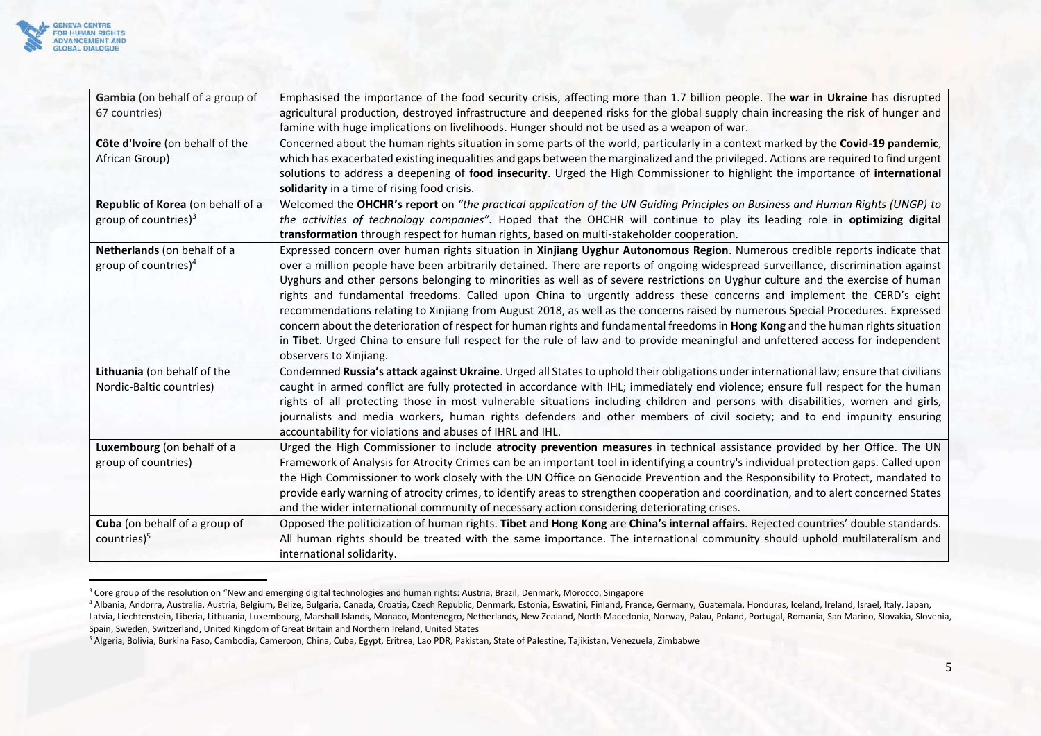| | |
|---|---|
| **Gambia** (on behalf of a group of 67 countries) | Emphasised the importance of the food security crisis, affecting more than 1.7 billion people. The **war in Ukraine** has disrupted agricultural production, destroyed infrastructure and deepened risks for the global supply chain increasing the risk of hunger and famine with huge implications on livelihoods. Hunger should not be used as a weapon of war. |
| **Côte d'Ivoire** (on behalf of the African Group) | Concerned about the human rights situation in some parts of the world, particularly in a context marked by the **Covid-19 pandemic**, which has exacerbated existing inequalities and gaps between the marginalized and the privileged. Actions are required to find urgent solutions to address a deepening of **food insecurity**. Urged the High Commissioner to highlight the importance of **international solidarity** in a time of rising food crisis. |
| **Republic of Korea** (on behalf of a group of countries)[3] | Welcomed the **OHCHR's report** on *"the practical application of the UN Guiding Principles on Business and Human Rights (UNGP) to the activities of technology companies"*. Hoped that the OHCHR will continue to play its leading role in **optimizing digital transformation** through respect for human rights, based on multi-stakeholder cooperation. |
| **Netherlands** (on behalf of a group of countries)[4] | Expressed concern over human rights situation in **Xinjiang Uyghur Autonomous Region**. Numerous credible reports indicate that over a million people have been arbitrarily detained. There are reports of ongoing widespread surveillance, discrimination against Uyghurs and other persons belonging to minorities as well as of severe restrictions on Uyghur culture and the exercise of human rights and fundamental freedoms. Called upon China to urgently address these concerns and implement the CERD's eight recommendations relating to Xinjiang from August 2018, as well as the concerns raised by numerous Special Procedures. Expressed concern about the deterioration of respect for human rights and fundamental freedoms in **Hong Kong** and the human rights situation in **Tibet**. Urged China to ensure full respect for the rule of law and to provide meaningful and unfettered access for independent observers to Xinjiang. |
| **Lithuania** (on behalf of the Nordic-Baltic countries) | Condemned **Russia's attack against Ukraine**. Urged all States to uphold their obligations under international law; ensure that civilians caught in armed conflict are fully protected in accordance with IHL; immediately end violence; ensure full respect for the human rights of all protecting those in most vulnerable situations including children and persons with disabilities, women and girls, journalists and media workers, human rights defenders and other members of civil society; and to end impunity ensuring accountability for violations and abuses of IHRL and IHL. |
| **Luxembourg** (on behalf of a group of countries) | Urged the High Commissioner to include **atrocity prevention measures** in technical assistance provided by her Office. The UN Framework of Analysis for Atrocity Crimes can be an important tool in identifying a country's individual protection gaps. Called upon the High Commissioner to work closely with the UN Office on Genocide Prevention and the Responsibility to Protect, mandated to provide early warning of atrocity crimes, to identify areas to strengthen cooperation and coordination, and to alert concerned States and the wider international community of necessary action considering deteriorating crises. |
| **Cuba** (on behalf of a group of countries)[5] | Opposed the politicization of human rights. **Tibet** and **Hong Kong** are **China's internal affairs**. Rejected countries' double standards. All human rights should be treated with the same importance. The international community should uphold multilateralism and international solidarity. |

[3] Core group of the resolution on "New and emerging digital technologies and human rights: Austria, Brazil, Denmark, Morocco, Singapore

[4] Albania, Andorra, Australia, Austria, Belgium, Belize, Bulgaria, Canada, Croatia, Czech Republic, Denmark, Estonia, Eswatini, Finland, France, Germany, Guatemala, Honduras, Iceland, Ireland, Israel, Italy, Japan, Latvia, Liechtenstein, Liberia, Lithuania, Luxembourg, Marshall Islands, Monaco, Montenegro, Netherlands, New Zealand, North Macedonia, Norway, Palau, Poland, Portugal, Romania, San Marino, Slovakia, Slovenia, Spain, Sweden, Switzerland, United Kingdom of Great Britain and Northern Ireland, United States

[5] Algeria, Bolivia, Burkina Faso, Cambodia, Cameroon, China, Cuba, Egypt, Eritrea, Lao PDR, Pakistan, State of Palestine, Tajikistan, Venezuela, Zimbabwe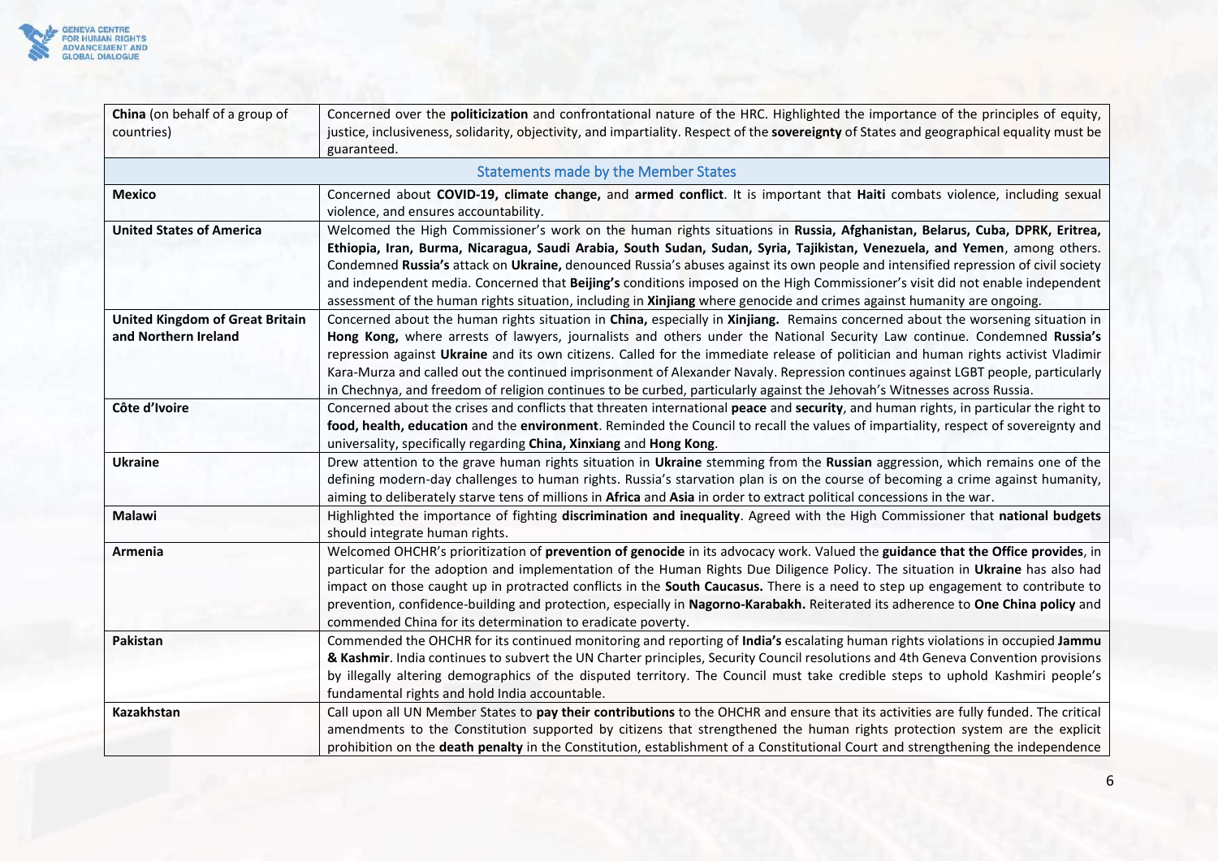| | |
|---|---|
| **China** (on behalf of a group of countries) | Concerned over the **politicization** and confrontational nature of the HRC. Highlighted the importance of the principles of equity, justice, inclusiveness, solidarity, objectivity, and impartiality. Respect of the **sovereignty** of States and geographical equality must be guaranteed. |
| Statements made by the Member States | |
| **Mexico** | Concerned about **COVID-19, climate change,** and **armed conflict**. It is important that **Haiti** combats violence, including sexual violence, and ensures accountability. |
| **United States of America** | Welcomed the High Commissioner's work on the human rights situations in **Russia, Afghanistan, Belarus, Cuba, DPRK, Eritrea, Ethiopia, Iran, Burma, Nicaragua, Saudi Arabia, South Sudan, Sudan, Syria, Tajikistan, Venezuela, and Yemen**, among others. Condemned **Russia's** attack on **Ukraine,** denounced Russia's abuses against its own people and intensified repression of civil society and independent media. Concerned that **Beijing's** conditions imposed on the High Commissioner's visit did not enable independent assessment of the human rights situation, including in **Xinjiang** where genocide and crimes against humanity are ongoing. |
| **United Kingdom of Great Britain and Northern Ireland** | Concerned about the human rights situation in **China,** especially in **Xinjiang.** Remains concerned about the worsening situation in **Hong Kong,** where arrests of lawyers, journalists and others under the National Security Law continue. Condemned **Russia's** repression against **Ukraine** and its own citizens. Called for the immediate release of politician and human rights activist Vladimir Kara-Murza and called out the continued imprisonment of Alexander Navaly. Repression continues against LGBT people, particularly in Chechnya, and freedom of religion continues to be curbed, particularly against the Jehovah's Witnesses across Russia. |
| **Côte d'Ivoire** | Concerned about the crises and conflicts that threaten international **peace** and **security**, and human rights, in particular the right to **food, health, education** and the **environment**. Reminded the Council to recall the values of impartiality, respect of sovereignty and universality, specifically regarding **China, Xinxiang** and **Hong Kong**. |
| **Ukraine** | Drew attention to the grave human rights situation in **Ukraine** stemming from the **Russian** aggression, which remains one of the defining modern-day challenges to human rights. Russia's starvation plan is on the course of becoming a crime against humanity, aiming to deliberately starve tens of millions in **Africa** and **Asia** in order to extract political concessions in the war. |
| **Malawi** | Highlighted the importance of fighting **discrimination and inequality**. Agreed with the High Commissioner that **national budgets** should integrate human rights. |
| **Armenia** | Welcomed OHCHR's prioritization of **prevention of genocide** in its advocacy work. Valued the **guidance that the Office provides**, in particular for the adoption and implementation of the Human Rights Due Diligence Policy. The situation in **Ukraine** has also had impact on those caught up in protracted conflicts in the **South Caucasus.** There is a need to step up engagement to contribute to prevention, confidence-building and protection, especially in **Nagorno-Karabakh.** Reiterated its adherence to **One China policy** and commended China for its determination to eradicate poverty. |
| **Pakistan** | Commended the OHCHR for its continued monitoring and reporting of **India's** escalating human rights violations in occupied **Jammu & Kashmir**. India continues to subvert the UN Charter principles, Security Council resolutions and 4th Geneva Convention provisions by illegally altering demographics of the disputed territory. The Council must take credible steps to uphold Kashmiri people's fundamental rights and hold India accountable. |
| **Kazakhstan** | Call upon all UN Member States to **pay their contributions** to the OHCHR and ensure that its activities are fully funded. The critical amendments to the Constitution supported by citizens that strengthened the human rights protection system are the explicit prohibition on the **death penalty** in the Constitution, establishment of a Constitutional Court and strengthening the independence |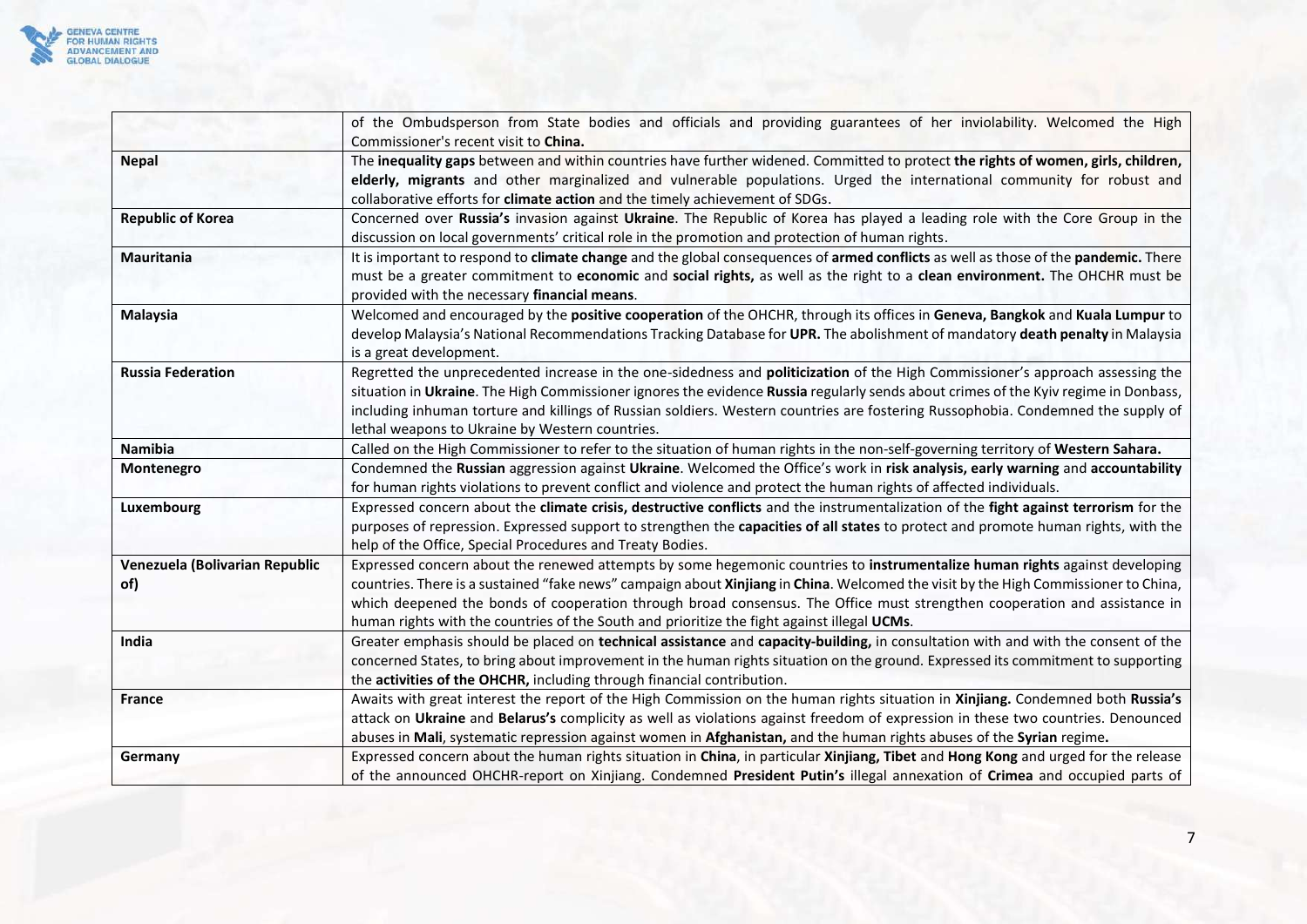| | |
|---|---|
| | of the Ombudsperson from State bodies and officials and providing guarantees of her inviolability. Welcomed the High Commissioner's recent visit to **China.** |
| **Nepal** | The **inequality gaps** between and within countries have further widened. Committed to protect **the rights of women, girls, children, elderly, migrants** and other marginalized and vulnerable populations. Urged the international community for robust and collaborative efforts for **climate action** and the timely achievement of SDGs. |
| **Republic of Korea** | Concerned over **Russia's** invasion against **Ukraine**. The Republic of Korea has played a leading role with the Core Group in the discussion on local governments' critical role in the promotion and protection of human rights. |
| **Mauritania** | It is important to respond to **climate change** and the global consequences of **armed conflicts** as well as those of the **pandemic.** There must be a greater commitment to **economic** and **social rights,** as well as the right to a **clean environment.** The OHCHR must be provided with the necessary **financial means**. |
| **Malaysia** | Welcomed and encouraged by the **positive cooperation** of the OHCHR, through its offices in **Geneva, Bangkok** and **Kuala Lumpur** to develop Malaysia's National Recommendations Tracking Database for **UPR.** The abolishment of mandatory **death penalty** in Malaysia is a great development. |
| **Russia Federation** | Regretted the unprecedented increase in the one-sidedness and **politicization** of the High Commissioner's approach assessing the situation in **Ukraine**. The High Commissioner ignores the evidence **Russia** regularly sends about crimes of the Kyiv regime in Donbass, including inhuman torture and killings of Russian soldiers. Western countries are fostering Russophobia. Condemned the supply of lethal weapons to Ukraine by Western countries. |
| **Namibia** | Called on the High Commissioner to refer to the situation of human rights in the non-self-governing territory of **Western Sahara.** |
| **Montenegro** | Condemned the **Russian** aggression against **Ukraine**. Welcomed the Office's work in **risk analysis, early warning** and **accountability** for human rights violations to prevent conflict and violence and protect the human rights of affected individuals. |
| **Luxembourg** | Expressed concern about the **climate crisis, destructive conflicts** and the instrumentalization of the **fight against terrorism** for the purposes of repression. Expressed support to strengthen the **capacities of all states** to protect and promote human rights, with the help of the Office, Special Procedures and Treaty Bodies. |
| **Venezuela (Bolivarian Republic of)** | Expressed concern about the renewed attempts by some hegemonic countries to **instrumentalize human rights** against developing countries. There is a sustained "fake news" campaign about **Xinjiang** in **China**. Welcomed the visit by the High Commissioner to China, which deepened the bonds of cooperation through broad consensus. The Office must strengthen cooperation and assistance in human rights with the countries of the South and prioritize the fight against illegal **UCMs**. |
| **India** | Greater emphasis should be placed on **technical assistance** and **capacity-building,** in consultation with and with the consent of the concerned States, to bring about improvement in the human rights situation on the ground. Expressed its commitment to supporting the **activities of the OHCHR,** including through financial contribution. |
| **France** | Awaits with great interest the report of the High Commission on the human rights situation in **Xinjiang.** Condemned both **Russia's** attack on **Ukraine** and **Belarus's** complicity as well as violations against freedom of expression in these two countries. Denounced abuses in **Mali**, systematic repression against women in **Afghanistan,** and the human rights abuses of the **Syrian** regime**.** |
| **Germany** | Expressed concern about the human rights situation in **China**, in particular **Xinjiang, Tibet** and **Hong Kong** and urged for the release of the announced OHCHR-report on Xinjiang. Condemned **President Putin's** illegal annexation of **Crimea** and occupied parts of |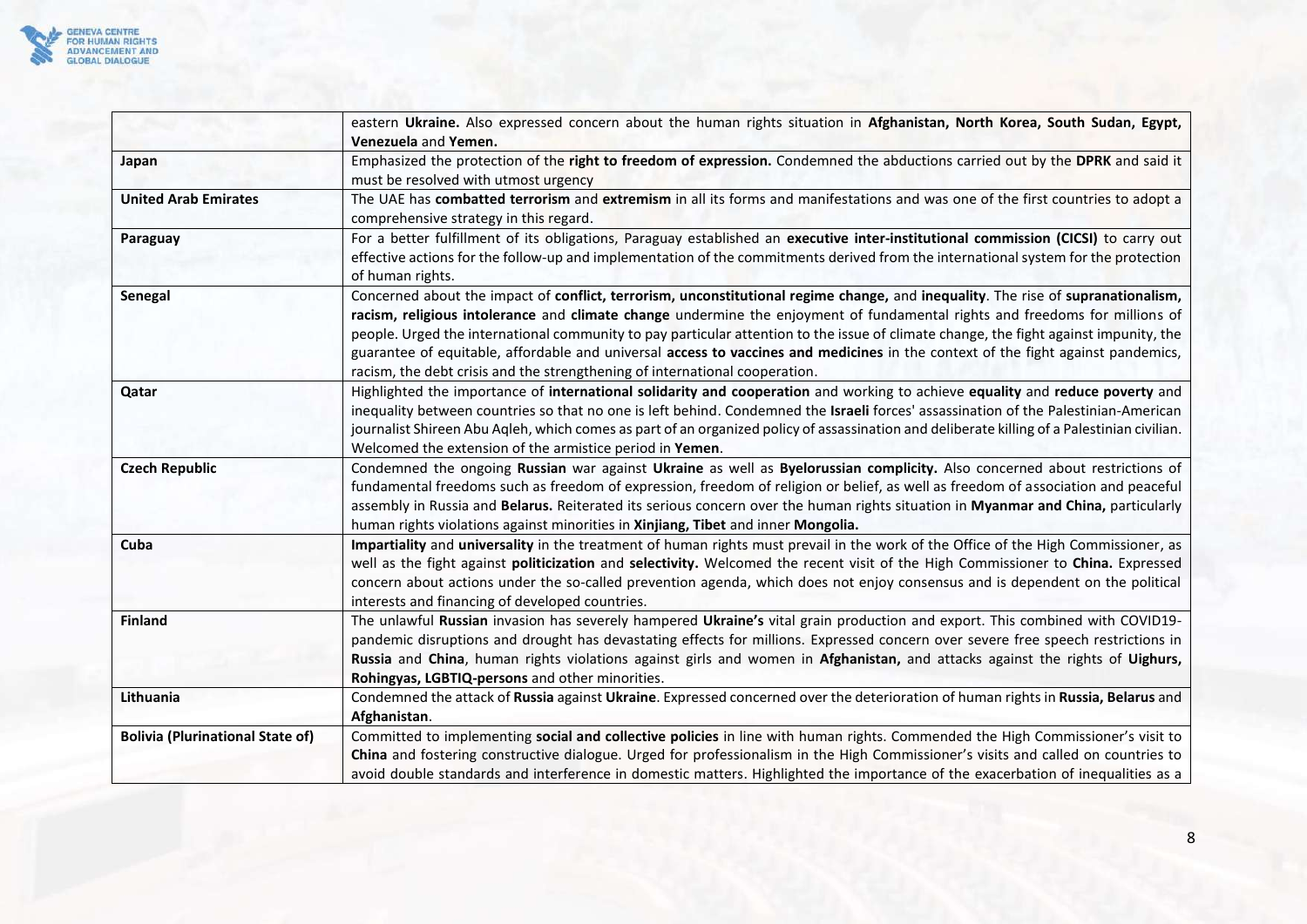| | |
|---|---|
| | eastern **Ukraine.** Also expressed concern about the human rights situation in **Afghanistan, North Korea, South Sudan, Egypt, Venezuela** and **Yemen.** |
| **Japan** | Emphasized the protection of the **right to freedom of expression.** Condemned the abductions carried out by the **DPRK** and said it must be resolved with utmost urgency |
| **United Arab Emirates** | The UAE has **combatted terrorism** and **extremism** in all its forms and manifestations and was one of the first countries to adopt a comprehensive strategy in this regard. |
| **Paraguay** | For a better fulfillment of its obligations, Paraguay established an **executive inter-institutional commission (CICSI)** to carry out effective actions for the follow-up and implementation of the commitments derived from the international system for the protection of human rights. |
| **Senegal** | Concerned about the impact of **conflict, terrorism, unconstitutional regime change,** and **inequality**. The rise of **supranationalism, racism, religious intolerance** and **climate change** undermine the enjoyment of fundamental rights and freedoms for millions of people. Urged the international community to pay particular attention to the issue of climate change, the fight against impunity, the guarantee of equitable, affordable and universal **access to vaccines and medicines** in the context of the fight against pandemics, racism, the debt crisis and the strengthening of international cooperation. |
| **Qatar** | Highlighted the importance of **international solidarity and cooperation** and working to achieve **equality** and **reduce poverty** and inequality between countries so that no one is left behind. Condemned the **Israeli** forces' assassination of the Palestinian-American journalist Shireen Abu Aqleh, which comes as part of an organized policy of assassination and deliberate killing of a Palestinian civilian. Welcomed the extension of the armistice period in **Yemen**. |
| **Czech Republic** | Condemned the ongoing **Russian** war against **Ukraine** as well as **Byelorussian complicity.** Also concerned about restrictions of fundamental freedoms such as freedom of expression, freedom of religion or belief, as well as freedom of association and peaceful assembly in Russia and **Belarus.** Reiterated its serious concern over the human rights situation in **Myanmar and China,** particularly human rights violations against minorities in **Xinjiang, Tibet** and inner **Mongolia.** |
| **Cuba** | **Impartiality** and **universality** in the treatment of human rights must prevail in the work of the Office of the High Commissioner, as well as the fight against **politicization** and **selectivity.** Welcomed the recent visit of the High Commissioner to **China.** Expressed concern about actions under the so-called prevention agenda, which does not enjoy consensus and is dependent on the political interests and financing of developed countries. |
| **Finland** | The unlawful **Russian** invasion has severely hampered **Ukraine's** vital grain production and export. This combined with COVID19-pandemic disruptions and drought has devastating effects for millions. Expressed concern over severe free speech restrictions in **Russia** and **China**, human rights violations against girls and women in **Afghanistan,** and attacks against the rights of **Uighurs, Rohingyas, LGBTIQ-persons** and other minorities. |
| **Lithuania** | Condemned the attack of **Russia** against **Ukraine**. Expressed concerned over the deterioration of human rights in **Russia, Belarus** and **Afghanistan**. |
| **Bolivia (Plurinational State of)** | Committed to implementing **social and collective policies** in line with human rights. Commended the High Commissioner's visit to **China** and fostering constructive dialogue. Urged for professionalism in the High Commissioner's visits and called on countries to avoid double standards and interference in domestic matters. Highlighted the importance of the exacerbation of inequalities as a |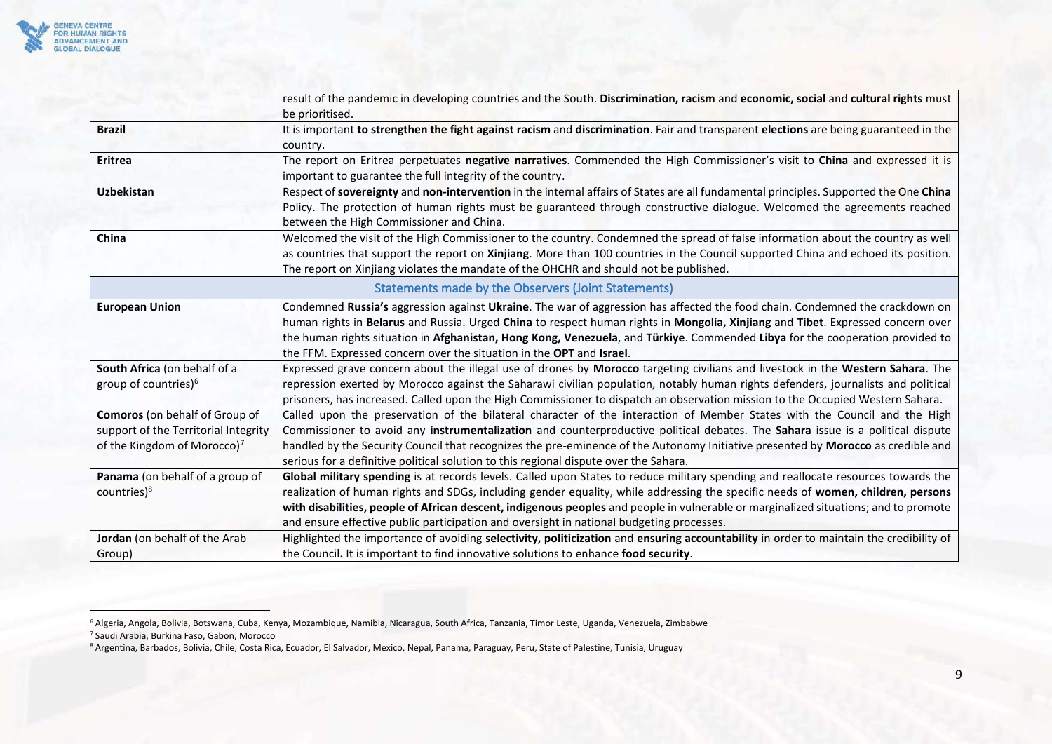| | |
|---|---|
| | result of the pandemic in developing countries and the South. **Discrimination, racism** and **economic, social** and **cultural rights** must be prioritised. |
| **Brazil** | It is important **to strengthen the fight against racism** and **discrimination**. Fair and transparent **elections** are being guaranteed in the country. |
| **Eritrea** | The report on Eritrea perpetuates **negative narratives**. Commended the High Commissioner's visit to **China** and expressed it is important to guarantee the full integrity of the country. |
| **Uzbekistan** | Respect of **sovereignty** and **non-intervention** in the internal affairs of States are all fundamental principles. Supported the One **China** Policy. The protection of human rights must be guaranteed through constructive dialogue. Welcomed the agreements reached between the High Commissioner and China. |
| **China** | Welcomed the visit of the High Commissioner to the country. Condemned the spread of false information about the country as well as countries that support the report on **Xinjiang**. More than 100 countries in the Council supported China and echoed its position. The report on Xinjiang violates the mandate of the OHCHR and should not be published. |
| Statements made by the Observers (Joint Statements) | |
| **European Union** | Condemned **Russia's** aggression against **Ukraine**. The war of aggression has affected the food chain. Condemned the crackdown on human rights in **Belarus** and Russia. Urged **China** to respect human rights in **Mongolia, Xinjiang** and **Tibet**. Expressed concern over the human rights situation in **Afghanistan, Hong Kong, Venezuela**, and **Türkiye**. Commended **Libya** for the cooperation provided to the FFM. Expressed concern over the situation in the **OPT** and **Israel**. |
| **South Africa** (on behalf of a group of countries)[6] | Expressed grave concern about the illegal use of drones by **Morocco** targeting civilians and livestock in the **Western Sahara**. The repression exerted by Morocco against the Saharawi civilian population, notably human rights defenders, journalists and political prisoners, has increased. Called upon the High Commissioner to dispatch an observation mission to the Occupied Western Sahara. |
| **Comoros** (on behalf of Group of support of the Territorial Integrity of the Kingdom of Morocco)[7] | Called upon the preservation of the bilateral character of the interaction of Member States with the Council and the High Commissioner to avoid any **instrumentalization** and counterproductive political debates. The **Sahara** issue is a political dispute handled by the Security Council that recognizes the pre-eminence of the Autonomy Initiative presented by **Morocco** as credible and serious for a definitive political solution to this regional dispute over the Sahara. |
| **Panama** (on behalf of a group of countries)[8] | **Global military spending** is at records levels. Called upon States to reduce military spending and reallocate resources towards the realization of human rights and SDGs, including gender equality, while addressing the specific needs of **women, children, persons with disabilities, people of African descent, indigenous peoples** and people in vulnerable or marginalized situations; and to promote and ensure effective public participation and oversight in national budgeting processes. |
| **Jordan** (on behalf of the Arab Group) | Highlighted the importance of avoiding **selectivity, politicization** and **ensuring accountability** in order to maintain the credibility of the Council**.** It is important to find innovative solutions to enhance **food security**. |

[6] Algeria, Angola, Bolivia, Botswana, Cuba, Kenya, Mozambique, Namibia, Nicaragua, South Africa, Tanzania, Timor Leste, Uganda, Venezuela, Zimbabwe

[7] Saudi Arabia, Burkina Faso, Gabon, Morocco

[8] Argentina, Barbados, Bolivia, Chile, Costa Rica, Ecuador, El Salvador, Mexico, Nepal, Panama, Paraguay, Peru, State of Palestine, Tunisia, Uruguay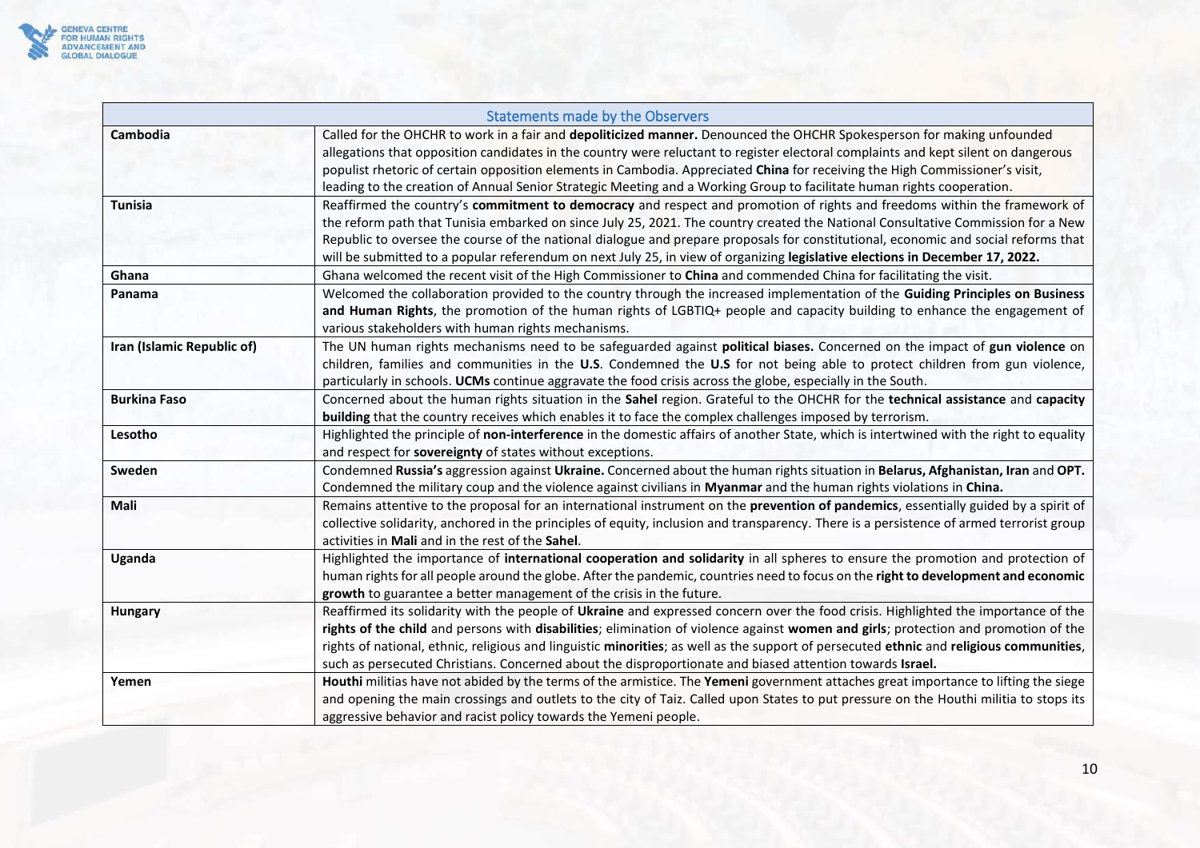| Statements made by the Observers | |
|---|---|
| **Cambodia** | Called for the OHCHR to work in a fair and **depoliticized manner.** Denounced the OHCHR Spokesperson for making unfounded allegations that opposition candidates in the country were reluctant to register electoral complaints and kept silent on dangerous populist rhetoric of certain opposition elements in Cambodia. Appreciated **China** for receiving the High Commissioner's visit, leading to the creation of Annual Senior Strategic Meeting and a Working Group to facilitate human rights cooperation. |
| **Tunisia** | Reaffirmed the country's **commitment to democracy** and respect and promotion of rights and freedoms within the framework of the reform path that Tunisia embarked on since July 25, 2021. The country created the National Consultative Commission for a New Republic to oversee the course of the national dialogue and prepare proposals for constitutional, economic and social reforms that will be submitted to a popular referendum on next July 25, in view of organizing **legislative elections in December 17, 2022.** |
| **Ghana** | Ghana welcomed the recent visit of the High Commissioner to **China** and commended China for facilitating the visit. |
| **Panama** | Welcomed the collaboration provided to the country through the increased implementation of the **Guiding Principles on Business and Human Rights**, the promotion of the human rights of LGBTIQ+ people and capacity building to enhance the engagement of various stakeholders with human rights mechanisms. |
| **Iran (Islamic Republic of)** | The UN human rights mechanisms need to be safeguarded against **political biases.** Concerned on the impact of **gun violence** on children, families and communities in the **U.S**. Condemned the **U.S** for not being able to protect children from gun violence, particularly in schools. **UCMs** continue aggravate the food crisis across the globe, especially in the South. |
| **Burkina Faso** | Concerned about the human rights situation in the **Sahel** region. Grateful to the OHCHR for the **technical assistance** and **capacity building** that the country receives which enables it to face the complex challenges imposed by terrorism. |
| **Lesotho** | Highlighted the principle of **non-interference** in the domestic affairs of another State, which is intertwined with the right to equality and respect for **sovereignty** of states without exceptions. |
| **Sweden** | Condemned **Russia's** aggression against **Ukraine.** Concerned about the human rights situation in **Belarus, Afghanistan, Iran** and **OPT.** Condemned the military coup and the violence against civilians in **Myanmar** and the human rights violations in **China.** |
| **Mali** | Remains attentive to the proposal for an international instrument on the **prevention of pandemics**, essentially guided by a spirit of collective solidarity, anchored in the principles of equity, inclusion and transparency. There is a persistence of armed terrorist group activities in **Mali** and in the rest of the **Sahel**. |
| **Uganda** | Highlighted the importance of **international cooperation and solidarity** in all spheres to ensure the promotion and protection of human rights for all people around the globe. After the pandemic, countries need to focus on the **right to development and economic growth** to guarantee a better management of the crisis in the future. |
| **Hungary** | Reaffirmed its solidarity with the people of **Ukraine** and expressed concern over the food crisis. Highlighted the importance of the **rights of the child** and persons with **disabilities**; elimination of violence against **women and girls**; protection and promotion of the rights of national, ethnic, religious and linguistic **minorities**; as well as the support of persecuted **ethnic** and **religious communities**, such as persecuted Christians. Concerned about the disproportionate and biased attention towards **Israel.** |
| **Yemen** | **Houthi** militias have not abided by the terms of the armistice. The **Yemeni** government attaches great importance to lifting the siege and opening the main crossings and outlets to the city of Taiz. Called upon States to put pressure on the Houthi militia to stops its aggressive behavior and racist policy towards the Yemeni people. |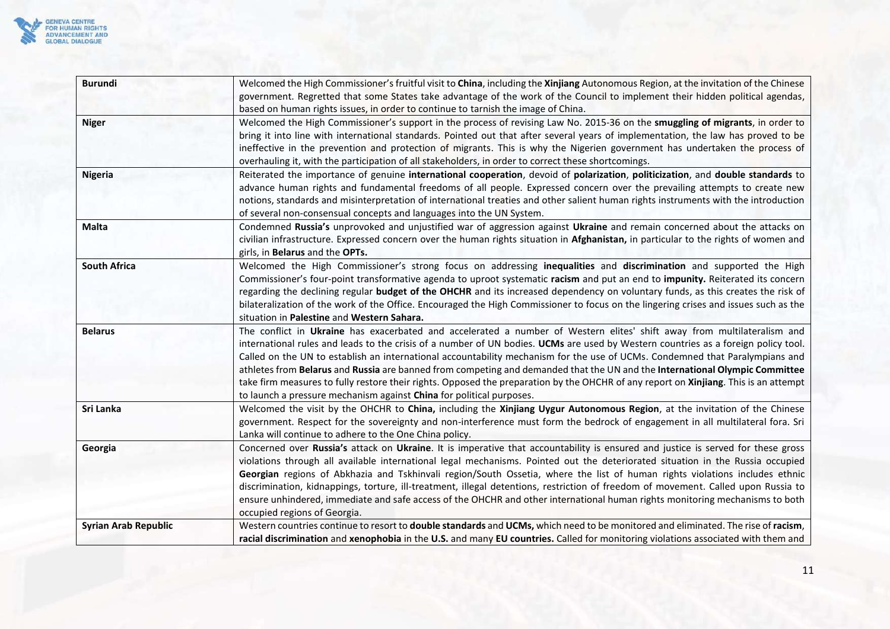| | |
|---|---|
| **Burundi** | Welcomed the High Commissioner's fruitful visit to **China**, including the **Xinjiang** Autonomous Region, at the invitation of the Chinese government. Regretted that some States take advantage of the work of the Council to implement their hidden political agendas, based on human rights issues, in order to continue to tarnish the image of China. |
| **Niger** | Welcomed the High Commissioner's support in the process of revising Law No. 2015-36 on the **smuggling of migrants**, in order to bring it into line with international standards. Pointed out that after several years of implementation, the law has proved to be ineffective in the prevention and protection of migrants. This is why the Nigerien government has undertaken the process of overhauling it, with the participation of all stakeholders, in order to correct these shortcomings. |
| **Nigeria** | Reiterated the importance of genuine **international cooperation**, devoid of **polarization**, **politicization**, and **double standards** to advance human rights and fundamental freedoms of all people. Expressed concern over the prevailing attempts to create new notions, standards and misinterpretation of international treaties and other salient human rights instruments with the introduction of several non-consensual concepts and languages into the UN System. |
| **Malta** | Condemned **Russia's** unprovoked and unjustified war of aggression against **Ukraine** and remain concerned about the attacks on civilian infrastructure. Expressed concern over the human rights situation in **Afghanistan,** in particular to the rights of women and girls, in **Belarus** and the **OPTs.** |
| **South Africa** | Welcomed the High Commissioner's strong focus on addressing **inequalities** and **discrimination** and supported the High Commissioner's four-point transformative agenda to uproot systematic **racism** and put an end to **impunity.** Reiterated its concern regarding the declining regular **budget of the OHCHR** and its increased dependency on voluntary funds, as this creates the risk of bilateralization of the work of the Office. Encouraged the High Commissioner to focus on the lingering crises and issues such as the situation in **Palestine** and **Western Sahara.** |
| **Belarus** | The conflict in **Ukraine** has exacerbated and accelerated a number of Western elites' shift away from multilateralism and international rules and leads to the crisis of a number of UN bodies. **UCMs** are used by Western countries as a foreign policy tool. Called on the UN to establish an international accountability mechanism for the use of UCMs. Condemned that Paralympians and athletes from **Belarus** and **Russia** are banned from competing and demanded that the UN and the **International Olympic Committee** take firm measures to fully restore their rights. Opposed the preparation by the OHCHR of any report on **Xinjiang**. This is an attempt to launch a pressure mechanism against **China** for political purposes. |
| **Sri Lanka** | Welcomed the visit by the OHCHR to **China,** including the **Xinjiang Uygur Autonomous Region**, at the invitation of the Chinese government. Respect for the sovereignty and non-interference must form the bedrock of engagement in all multilateral fora. Sri Lanka will continue to adhere to the One China policy. |
| **Georgia** | Concerned over **Russia's** attack on **Ukraine**. It is imperative that accountability is ensured and justice is served for these gross violations through all available international legal mechanisms. Pointed out the deteriorated situation in the Russia occupied **Georgian** regions of Abkhazia and Tskhinvali region/South Ossetia, where the list of human rights violations includes ethnic discrimination, kidnappings, torture, ill-treatment, illegal detentions, restriction of freedom of movement. Called upon Russia to ensure unhindered, immediate and safe access of the OHCHR and other international human rights monitoring mechanisms to both occupied regions of Georgia. |
| **Syrian Arab Republic** | Western countries continue to resort to **double standards** and **UCMs,** which need to be monitored and eliminated. The rise of **racism**, **racial discrimination** and **xenophobia** in the **U.S.** and many **EU countries.** Called for monitoring violations associated with them and |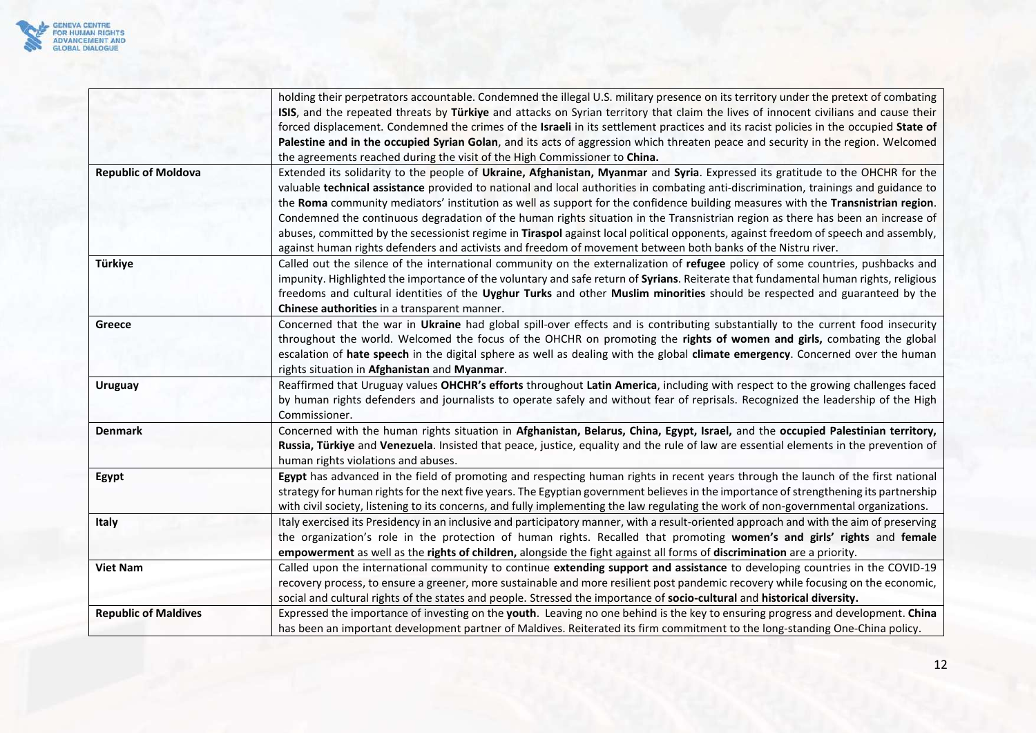| | |
|---|---|
| | holding their perpetrators accountable. Condemned the illegal U.S. military presence on its territory under the pretext of combating **ISIS**, and the repeated threats by **Türkiye** and attacks on Syrian territory that claim the lives of innocent civilians and cause their forced displacement. Condemned the crimes of the **Israeli** in its settlement practices and its racist policies in the occupied **State of Palestine and in the occupied Syrian Golan**, and its acts of aggression which threaten peace and security in the region. Welcomed the agreements reached during the visit of the High Commissioner to **China.** |
| **Republic of Moldova** | Extended its solidarity to the people of **Ukraine, Afghanistan, Myanmar** and **Syria**. Expressed its gratitude to the OHCHR for the valuable **technical assistance** provided to national and local authorities in combating anti-discrimination, trainings and guidance to the **Roma** community mediators' institution as well as support for the confidence building measures with the **Transnistrian region**. Condemned the continuous degradation of the human rights situation in the Transnistrian region as there has been an increase of abuses, committed by the secessionist regime in **Tiraspol** against local political opponents, against freedom of speech and assembly, against human rights defenders and activists and freedom of movement between both banks of the Nistru river. |
| **Türkiye** | Called out the silence of the international community on the externalization of **refugee** policy of some countries, pushbacks and impunity. Highlighted the importance of the voluntary and safe return of **Syrians**. Reiterate that fundamental human rights, religious freedoms and cultural identities of the **Uyghur Turks** and other **Muslim minorities** should be respected and guaranteed by the **Chinese authorities** in a transparent manner. |
| **Greece** | Concerned that the war in **Ukraine** had global spill-over effects and is contributing substantially to the current food insecurity throughout the world. Welcomed the focus of the OHCHR on promoting the **rights of women and girls,** combating the global escalation of **hate speech** in the digital sphere as well as dealing with the global **climate emergency**. Concerned over the human rights situation in **Afghanistan** and **Myanmar**. |
| **Uruguay** | Reaffirmed that Uruguay values **OHCHR's efforts** throughout **Latin America**, including with respect to the growing challenges faced by human rights defenders and journalists to operate safely and without fear of reprisals. Recognized the leadership of the High Commissioner. |
| **Denmark** | Concerned with the human rights situation in **Afghanistan, Belarus, China, Egypt, Israel,** and the **occupied Palestinian territory, Russia, Türkiye** and **Venezuela**. Insisted that peace, justice, equality and the rule of law are essential elements in the prevention of human rights violations and abuses. |
| **Egypt** | **Egypt** has advanced in the field of promoting and respecting human rights in recent years through the launch of the first national strategy for human rights for the next five years. The Egyptian government believes in the importance of strengthening its partnership with civil society, listening to its concerns, and fully implementing the law regulating the work of non-governmental organizations. |
| **Italy** | Italy exercised its Presidency in an inclusive and participatory manner, with a result-oriented approach and with the aim of preserving the organization's role in the protection of human rights. Recalled that promoting **women's and girls' rights** and **female empowerment** as well as the **rights of children,** alongside the fight against all forms of **discrimination** are a priority. |
| **Viet Nam** | Called upon the international community to continue **extending support and assistance** to developing countries in the COVID-19 recovery process, to ensure a greener, more sustainable and more resilient post pandemic recovery while focusing on the economic, social and cultural rights of the states and people. Stressed the importance of **socio-cultural** and **historical diversity.** |
| **Republic of Maldives** | Expressed the importance of investing on the **youth**. Leaving no one behind is the key to ensuring progress and development. **China** has been an important development partner of Maldives. Reiterated its firm commitment to the long-standing One-China policy. |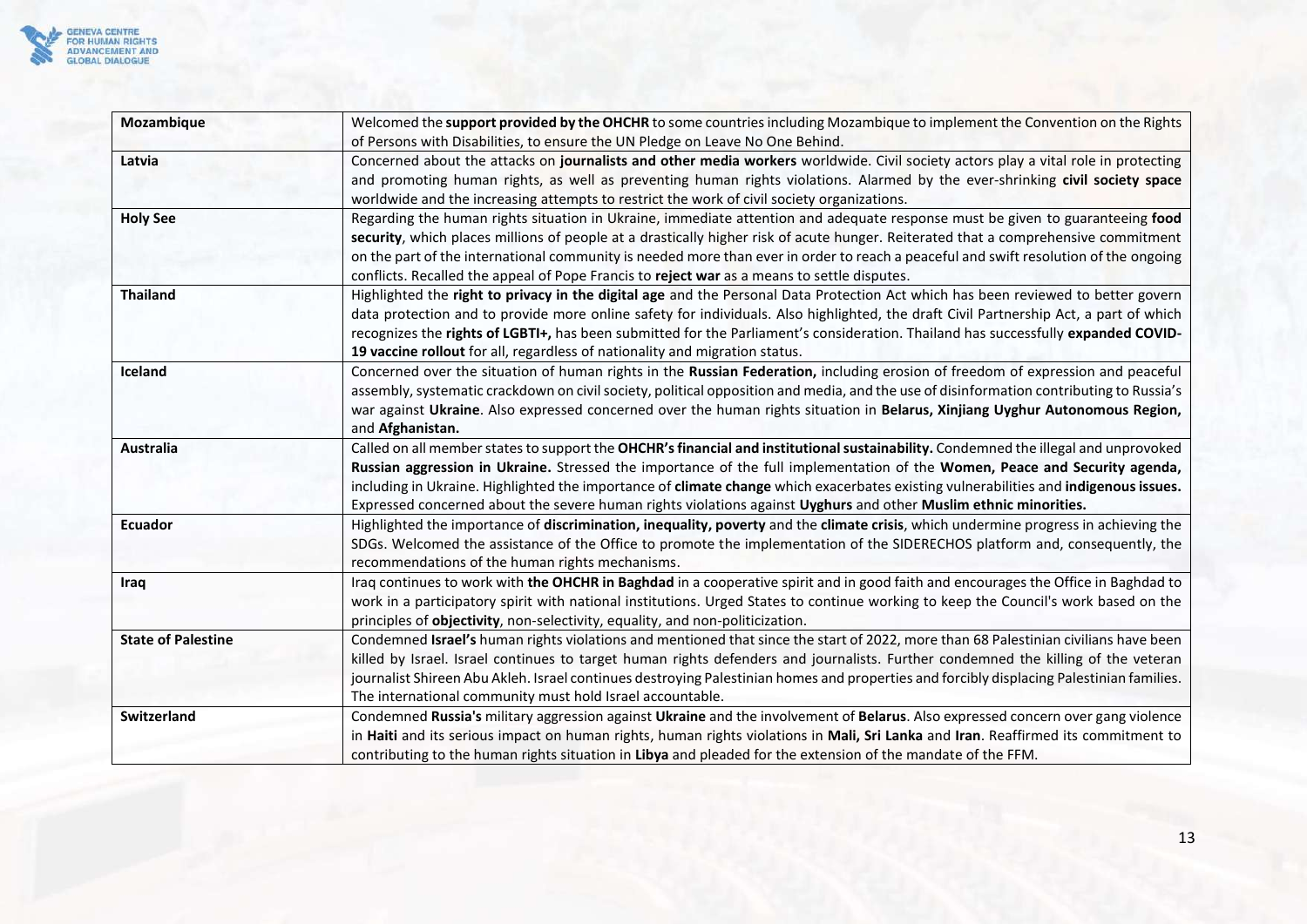| | |
|---|---|
| **Mozambique** | Welcomed the **support provided by the OHCHR** to some countries including Mozambique to implement the Convention on the Rights of Persons with Disabilities, to ensure the UN Pledge on Leave No One Behind. |
| **Latvia** | Concerned about the attacks on **journalists and other media workers** worldwide. Civil society actors play a vital role in protecting and promoting human rights, as well as preventing human rights violations. Alarmed by the ever-shrinking **civil society space** worldwide and the increasing attempts to restrict the work of civil society organizations. |
| **Holy See** | Regarding the human rights situation in Ukraine, immediate attention and adequate response must be given to guaranteeing **food security**, which places millions of people at a drastically higher risk of acute hunger. Reiterated that a comprehensive commitment on the part of the international community is needed more than ever in order to reach a peaceful and swift resolution of the ongoing conflicts. Recalled the appeal of Pope Francis to **reject war** as a means to settle disputes. |
| **Thailand** | Highlighted the **right to privacy in the digital age** and the Personal Data Protection Act which has been reviewed to better govern data protection and to provide more online safety for individuals. Also highlighted, the draft Civil Partnership Act, a part of which recognizes the **rights of LGBTI+,** has been submitted for the Parliament's consideration. Thailand has successfully **expanded COVID-19 vaccine rollout** for all, regardless of nationality and migration status. |
| **Iceland** | Concerned over the situation of human rights in the **Russian Federation,** including erosion of freedom of expression and peaceful assembly, systematic crackdown on civil society, political opposition and media, and the use of disinformation contributing to Russia's war against **Ukraine**. Also expressed concerned over the human rights situation in **Belarus, Xinjiang Uyghur Autonomous Region,** and **Afghanistan.** |
| **Australia** | Called on all member states to support the **OHCHR's financial and institutional sustainability.** Condemned the illegal and unprovoked **Russian aggression in Ukraine.** Stressed the importance of the full implementation of the **Women, Peace and Security agenda,** including in Ukraine. Highlighted the importance of **climate change** which exacerbates existing vulnerabilities and **indigenous issues.** Expressed concerned about the severe human rights violations against **Uyghurs** and other **Muslim ethnic minorities.** |
| **Ecuador** | Highlighted the importance of **discrimination, inequality, poverty** and the **climate crisis**, which undermine progress in achieving the SDGs. Welcomed the assistance of the Office to promote the implementation of the SIDERECHOS platform and, consequently, the recommendations of the human rights mechanisms. |
| **Iraq** | Iraq continues to work with **the OHCHR in Baghdad** in a cooperative spirit and in good faith and encourages the Office in Baghdad to work in a participatory spirit with national institutions. Urged States to continue working to keep the Council's work based on the principles of **objectivity**, non-selectivity, equality, and non-politicization. |
| **State of Palestine** | Condemned **Israel's** human rights violations and mentioned that since the start of 2022, more than 68 Palestinian civilians have been killed by Israel. Israel continues to target human rights defenders and journalists. Further condemned the killing of the veteran journalist Shireen Abu Akleh. Israel continues destroying Palestinian homes and properties and forcibly displacing Palestinian families. The international community must hold Israel accountable. |
| **Switzerland** | Condemned **Russia's** military aggression against **Ukraine** and the involvement of **Belarus**. Also expressed concern over gang violence in **Haiti** and its serious impact on human rights, human rights violations in **Mali, Sri Lanka** and **Iran**. Reaffirmed its commitment to contributing to the human rights situation in **Libya** and pleaded for the extension of the mandate of the FFM. |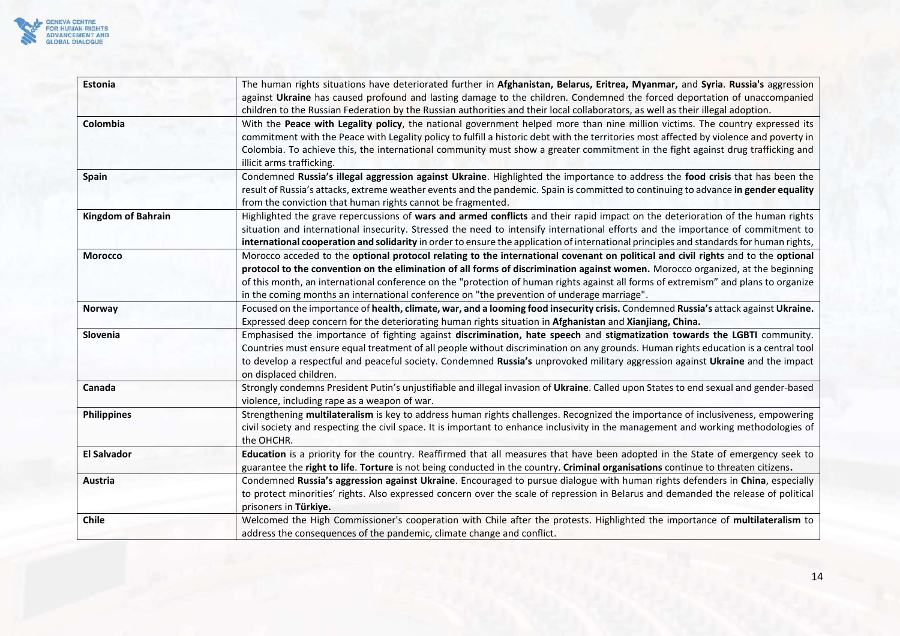| | |
|---|---|
| **Estonia** | The human rights situations have deteriorated further in **Afghanistan, Belarus, Eritrea, Myanmar,** and **Syria**. **Russia's** aggression against **Ukraine** has caused profound and lasting damage to the children. Condemned the forced deportation of unaccompanied children to the Russian Federation by the Russian authorities and their local collaborators, as well as their illegal adoption. |
| **Colombia** | With the **Peace with Legality policy**, the national government helped more than nine million victims. The country expressed its commitment with the Peace with Legality policy to fulfill a historic debt with the territories most affected by violence and poverty in Colombia. To achieve this, the international community must show a greater commitment in the fight against drug trafficking and illicit arms trafficking. |
| **Spain** | Condemned **Russia's illegal aggression against Ukraine**. Highlighted the importance to address the **food crisis** that has been the result of Russia's attacks, extreme weather events and the pandemic. Spain is committed to continuing to advance **in gender equality** from the conviction that human rights cannot be fragmented. |
| **Kingdom of Bahrain** | Highlighted the grave repercussions of **wars and armed conflicts** and their rapid impact on the deterioration of the human rights situation and international insecurity. Stressed the need to intensify international efforts and the importance of commitment to **international cooperation and solidarity** in order to ensure the application of international principles and standards for human rights, |
| **Morocco** | Morocco acceded to the **optional protocol relating to the international covenant on political and civil rights** and to the **optional protocol to the convention on the elimination of all forms of discrimination against women.** Morocco organized, at the beginning of this month, an international conference on the "protection of human rights against all forms of extremism" and plans to organize in the coming months an international conference on "the prevention of underage marriage". |
| **Norway** | Focused on the importance of **health, climate, war, and a looming food insecurity crisis.** Condemned **Russia's** attack against **Ukraine.** Expressed deep concern for the deteriorating human rights situation in **Afghanistan** and **Xianjiang, China.** |
| **Slovenia** | Emphasised the importance of fighting against **discrimination, hate speech** and **stigmatization towards the LGBTI** community. Countries must ensure equal treatment of all people without discrimination on any grounds. Human rights education is a central tool to develop a respectful and peaceful society. Condemned **Russia's** unprovoked military aggression against **Ukraine** and the impact on displaced children. |
| **Canada** | Strongly condemns President Putin's unjustifiable and illegal invasion of **Ukraine**. Called upon States to end sexual and gender-based violence, including rape as a weapon of war. |
| **Philippines** | Strengthening **multilateralism** is key to address human rights challenges. Recognized the importance of inclusiveness, empowering civil society and respecting the civil space. It is important to enhance inclusivity in the management and working methodologies of the OHCHR. |
| **El Salvador** | **Education** is a priority for the country. Reaffirmed that all measures that have been adopted in the State of emergency seek to guarantee the **right to life**. **Torture** is not being conducted in the country. **Criminal organisations** continue to threaten citizens**.** |
| **Austria** | Condemned **Russia's aggression against Ukraine**. Encouraged to pursue dialogue with human rights defenders in **China**, especially to protect minorities' rights. Also expressed concern over the scale of repression in Belarus and demanded the release of political prisoners in **Türkiye.** |
| **Chile** | Welcomed the High Commissioner's cooperation with Chile after the protests. Highlighted the importance of **multilateralism** to address the consequences of the pandemic, climate change and conflict. |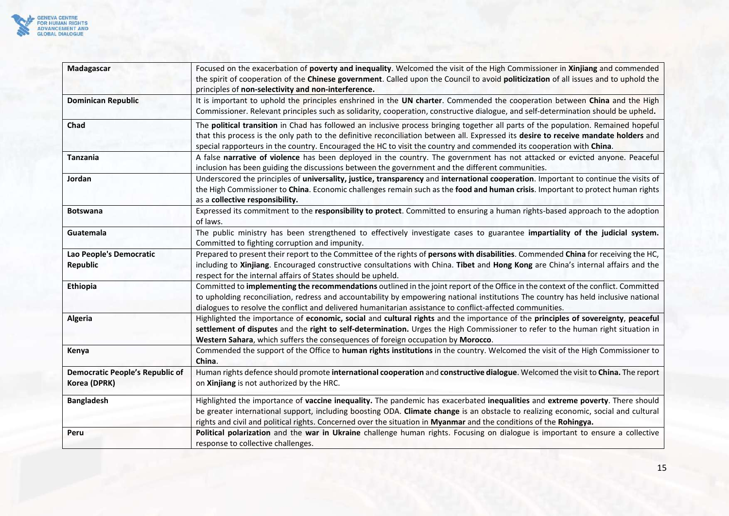| | |
|---|---|
| **Madagascar** | Focused on the exacerbation of **poverty and inequality**. Welcomed the visit of the High Commissioner in **Xinjiang** and commended the spirit of cooperation of the **Chinese government**. Called upon the Council to avoid **politicization** of all issues and to uphold the principles of **non-selectivity and non-interference.** |
| **Dominican Republic** | It is important to uphold the principles enshrined in the **UN charter**. Commended the cooperation between **China** and the High Commissioner. Relevant principles such as solidarity, cooperation, constructive dialogue, and self-determination should be upheld**.** |
| **Chad** | The **political transition** in Chad has followed an inclusive process bringing together all parts of the population. Remained hopeful that this process is the only path to the definitive reconciliation between all. Expressed its **desire to receive mandate holders** and special rapporteurs in the country. Encouraged the HC to visit the country and commended its cooperation with **China**. |
| **Tanzania** | A false **narrative of violence** has been deployed in the country. The government has not attacked or evicted anyone. Peaceful inclusion has been guiding the discussions between the government and the different communities. |
| **Jordan** | Underscored the principles of **universality, justice, transparency** and **international cooperation**. Important to continue the visits of the High Commissioner to **China**. Economic challenges remain such as the **food and human crisis**. Important to protect human rights as a **collective responsibility.** |
| **Botswana** | Expressed its commitment to the **responsibility to protect**. Committed to ensuring a human rights-based approach to the adoption of laws. |
| **Guatemala** | The public ministry has been strengthened to effectively investigate cases to guarantee **impartiality of the judicial system.** Committed to fighting corruption and impunity. |
| **Lao People's Democratic Republic** | Prepared to present their report to the Committee of the rights of **persons with disabilities**. Commended **China** for receiving the HC, including to **Xinjiang**. Encouraged constructive consultations with China. **Tibet** and **Hong Kong** are China's internal affairs and the respect for the internal affairs of States should be upheld. |
| **Ethiopia** | Committed to **implementing the recommendations** outlined in the joint report of the Office in the context of the conflict. Committed to upholding reconciliation, redress and accountability by empowering national institutions The country has held inclusive national dialogues to resolve the conflict and delivered humanitarian assistance to conflict-affected communities. |
| **Algeria** | Highlighted the importance of **economic, social** and **cultural rights** and the importance of the **principles of sovereignty**, **peaceful settlement of disputes** and the **right to self-determination.** Urges the High Commissioner to refer to the human right situation in **Western Sahara**, which suffers the consequences of foreign occupation by **Morocco**. |
| **Kenya** | Commended the support of the Office to **human rights institutions** in the country. Welcomed the visit of the High Commissioner to **China**. |
| **Democratic People's Republic of Korea (DPRK)** | Human rights defence should promote **international cooperation** and **constructive dialogue**. Welcomed the visit to **China.** The report on **Xinjiang** is not authorized by the HRC. |
| **Bangladesh** | Highlighted the importance of **vaccine inequality.** The pandemic has exacerbated **inequalities** and **extreme poverty**. There should be greater international support, including boosting ODA. **Climate change** is an obstacle to realizing economic, social and cultural rights and civil and political rights. Concerned over the situation in **Myanmar** and the conditions of the **Rohingya.** |
| **Peru** | **Political polarization** and the **war in Ukraine** challenge human rights. Focusing on dialogue is important to ensure a collective response to collective challenges. |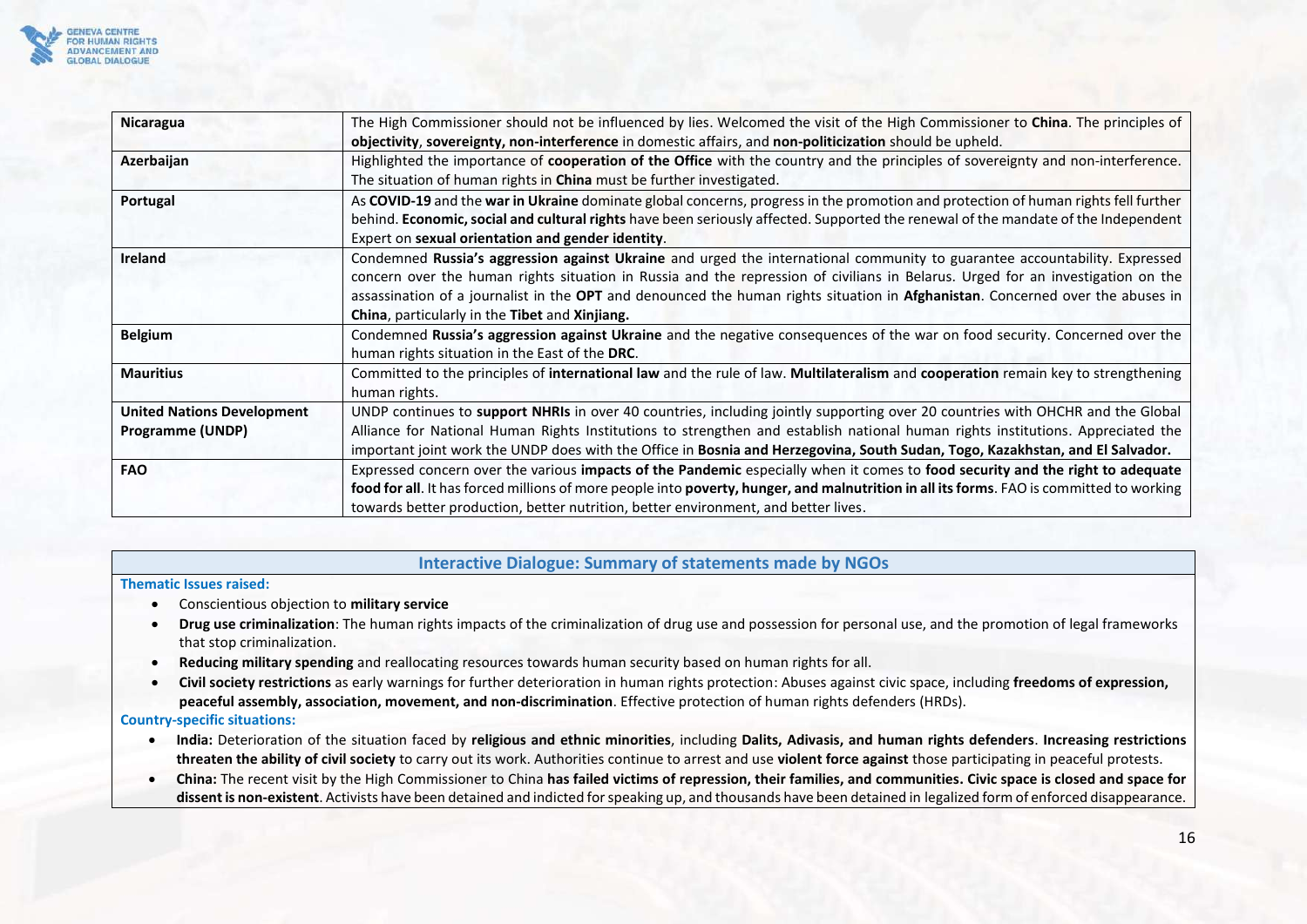| | |
|---|---|
| **Nicaragua** | The High Commissioner should not be influenced by lies. Welcomed the visit of the High Commissioner to **China**. The principles of **objectivity**, **sovereignty, non-interference** in domestic affairs, and **non-politicization** should be upheld. |
| **Azerbaijan** | Highlighted the importance of **cooperation of the Office** with the country and the principles of sovereignty and non-interference. The situation of human rights in **China** must be further investigated. |
| **Portugal** | As **COVID-19** and the **war in Ukraine** dominate global concerns, progress in the promotion and protection of human rights fell further behind. **Economic, social and cultural rights** have been seriously affected. Supported the renewal of the mandate of the Independent Expert on **sexual orientation and gender identity**. |
| **Ireland** | Condemned **Russia's aggression against Ukraine** and urged the international community to guarantee accountability. Expressed concern over the human rights situation in Russia and the repression of civilians in Belarus. Urged for an investigation on the assassination of a journalist in the **OPT** and denounced the human rights situation in **Afghanistan**. Concerned over the abuses in **China**, particularly in the **Tibet** and **Xinjiang.** |
| **Belgium** | Condemned **Russia's aggression against Ukraine** and the negative consequences of the war on food security. Concerned over the human rights situation in the East of the **DRC**. |
| **Mauritius** | Committed to the principles of **international law** and the rule of law. **Multilateralism** and **cooperation** remain key to strengthening human rights. |
| **United Nations Development Programme (UNDP)** | UNDP continues to **support NHRIs** in over 40 countries, including jointly supporting over 20 countries with OHCHR and the Global Alliance for National Human Rights Institutions to strengthen and establish national human rights institutions. Appreciated the important joint work the UNDP does with the Office in **Bosnia and Herzegovina, South Sudan, Togo, Kazakhstan, and El Salvador.** |
| **FAO** | Expressed concern over the various **impacts of the Pandemic** especially when it comes to **food security and the right to adequate food for all**. It has forced millions of more people into **poverty, hunger, and malnutrition in all its forms**. FAO is committed to working towards better production, better nutrition, better environment, and better lives. |

## Interactive Dialogue: Summary of statements made by NGOs

**Thematic Issues raised:**

- Conscientious objection to **military service**
- **Drug use criminalization**: The human rights impacts of the criminalization of drug use and possession for personal use, and the promotion of legal frameworks that stop criminalization.
- **Reducing military spending** and reallocating resources towards human security based on human rights for all.
- **Civil society restrictions** as early warnings for further deterioration in human rights protection: Abuses against civic space, including **freedoms of expression, peaceful assembly, association, movement, and non-discrimination**. Effective protection of human rights defenders (HRDs).

**Country-specific situations:**

- **India:** Deterioration of the situation faced by **religious and ethnic minorities**, including **Dalits, Adivasis, and human rights defenders**. **Increasing restrictions threaten the ability of civil society** to carry out its work. Authorities continue to arrest and use **violent force against** those participating in peaceful protests.
- **China:** The recent visit by the High Commissioner to China **has failed victims of repression, their families, and communities. Civic space is closed and space for dissent is non-existent**. Activists have been detained and indicted for speaking up, and thousands have been detained in legalized form of enforced disappearance.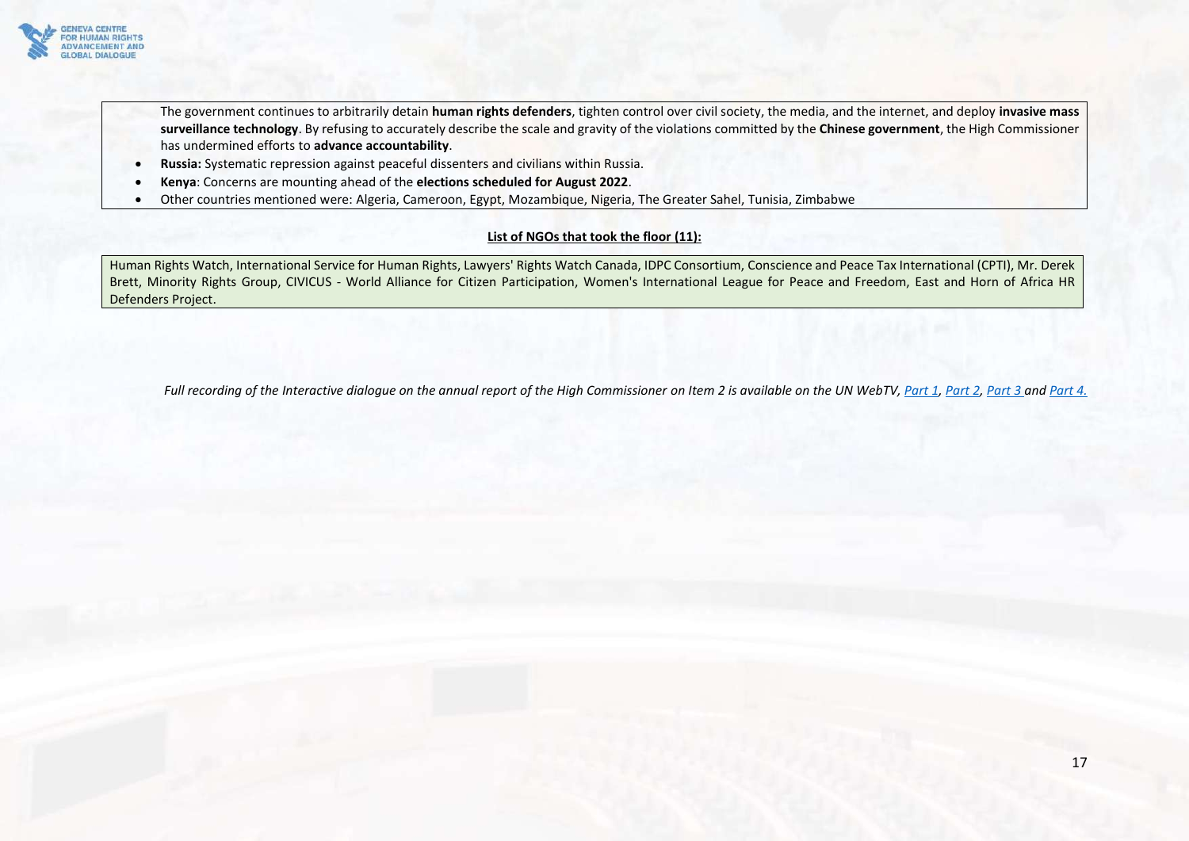The government continues to arbitrarily detain **human rights defenders**, tighten control over civil society, the media, and the internet, and deploy **invasive mass surveillance technology**. By refusing to accurately describe the scale and gravity of the violations committed by the **Chinese government**, the High Commissioner has undermined efforts to **advance accountability**.

- **Russia:** Systematic repression against peaceful dissenters and civilians within Russia.
- **Kenya**: Concerns are mounting ahead of the **elections scheduled for August 2022**.
- Other countries mentioned were: Algeria, Cameroon, Egypt, Mozambique, Nigeria, The Greater Sahel, Tunisia, Zimbabwe

**List of NGOs that took the floor (11):**

Human Rights Watch, International Service for Human Rights, Lawyers' Rights Watch Canada, IDPC Consortium, Conscience and Peace Tax International (CPTI), Mr. Derek Brett, Minority Rights Group, CIVICUS - World Alliance for Citizen Participation, Women's International League for Peace and Freedom, East and Horn of Africa HR Defenders Project.

*Full recording of the Interactive dialogue on the annual report of the High Commissioner on Item 2 is available on the UN WebTV, Part 1, Part 2, Part 3 and Part 4.*